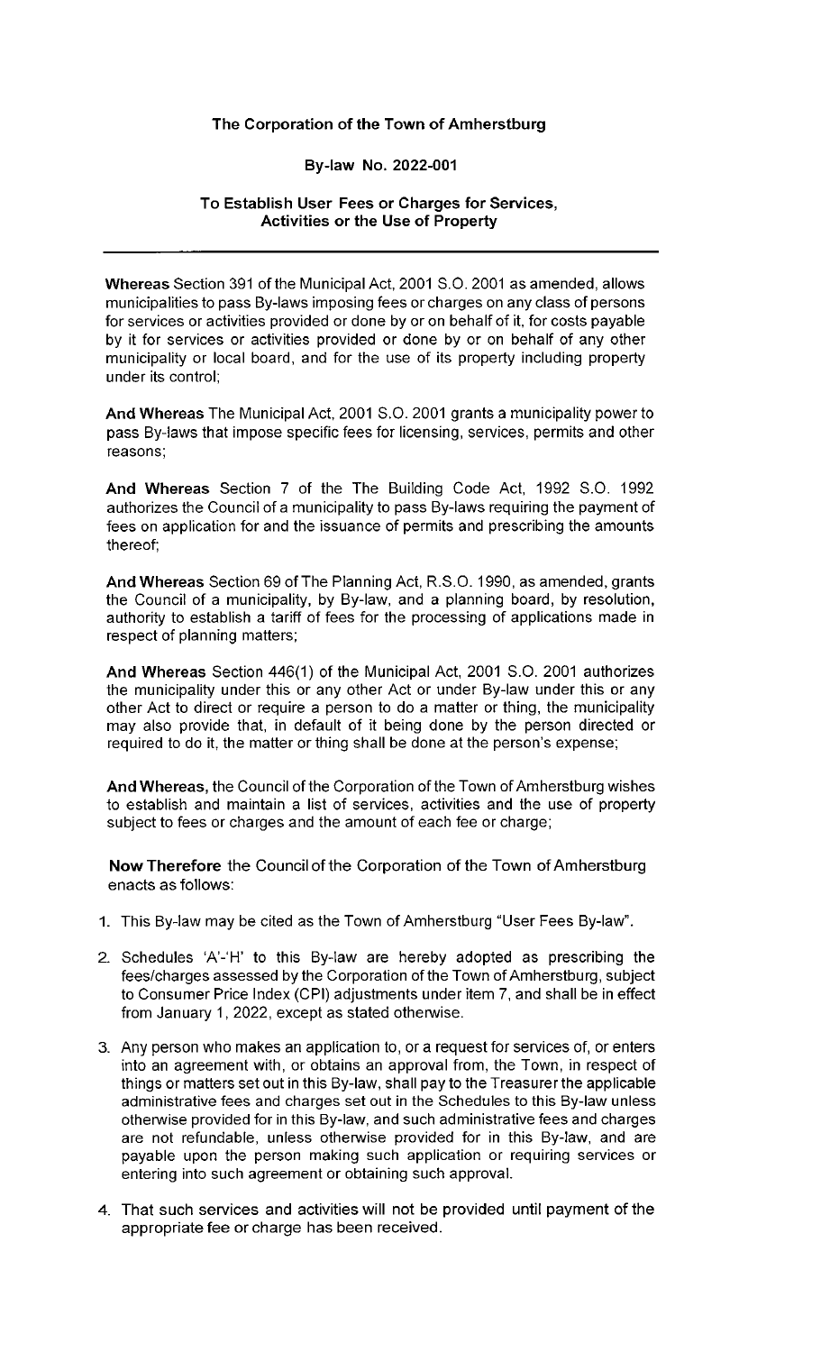**The Corporation of the Town of Amherstburg**

**By-law No. 2022-001**

**To Establish User Fees or Charges for Services, Activities or the Use of Property**

---

**Whereas** Section 391 of the Municipal Act, 2001 S.O. 2001 as amended, allows municipalities to pass By-laws imposing fees or charges on any class of persons for services or activities provided or done by or on behalf of it, for costs payable by it for services or activities provided or done by or on behalf of any other municipality or local board, and for the use of its property including property under its control;

**And Whereas** The Municipal Act, 2001 S.O. 2001 grants a municipality power to pass By-laws that impose specific fees for licensing, services, permits and other reasons;

**And Whereas** Section 7 of the The Building Code Act, 1992 S.O. 1992 authorizes the Council of a municipality to pass By-laws requiring the payment of fees on application for and the issuance of permits and prescribing the amounts thereof;

**And Whereas** Section 69 of The Planning Act, R.S.O. 1990, as amended, grants the Council of a municipality, by By-law, and a planning board, by resolution, authority to establish a tariff of fees for the processing of applications made in respect of planning matters;

**And Whereas** Section 446(1) of the Municipal Act, 2001 S.O. 2001 authorizes the municipality under this or any other Act or under By-law under this or any other Act to direct or require a person to do a matter or thing, the municipality may also provide that, in default of it being done by the person directed or required to do it, the matter or thing shall be done at the person's expense;

**And Whereas,** the Council of the Corporation of the Town of Amherstburg wishes to establish and maintain a list of services, activities and the use of property subject to fees or charges and the amount of each fee or charge;

**Now Therefore** the Council of the Corporation of the Town of Amherstburg enacts as follows:

1. This By-law may be cited as the Town of Amherstburg "User Fees By-law".
2. Schedules 'A'-'H' to this By-law are hereby adopted as prescribing the fees/charges assessed by the Corporation of the Town of Amherstburg, subject to Consumer Price Index (CPI) adjustments under item 7, and shall be in effect from January 1, 2022, except as stated otherwise.
3. Any person who makes an application to, or a request for services of, or enters into an agreement with, or obtains an approval from, the Town, in respect of things or matters set out in this By-law, shall pay to the Treasurer the applicable administrative fees and charges set out in the Schedules to this By-law unless otherwise provided for in this By-law, and such administrative fees and charges are not refundable, unless otherwise provided for in this By-law, and are payable upon the person making such application or requiring services or entering into such agreement or obtaining such approval.
4. That such services and activities will not be provided until payment of the appropriate fee or charge has been received.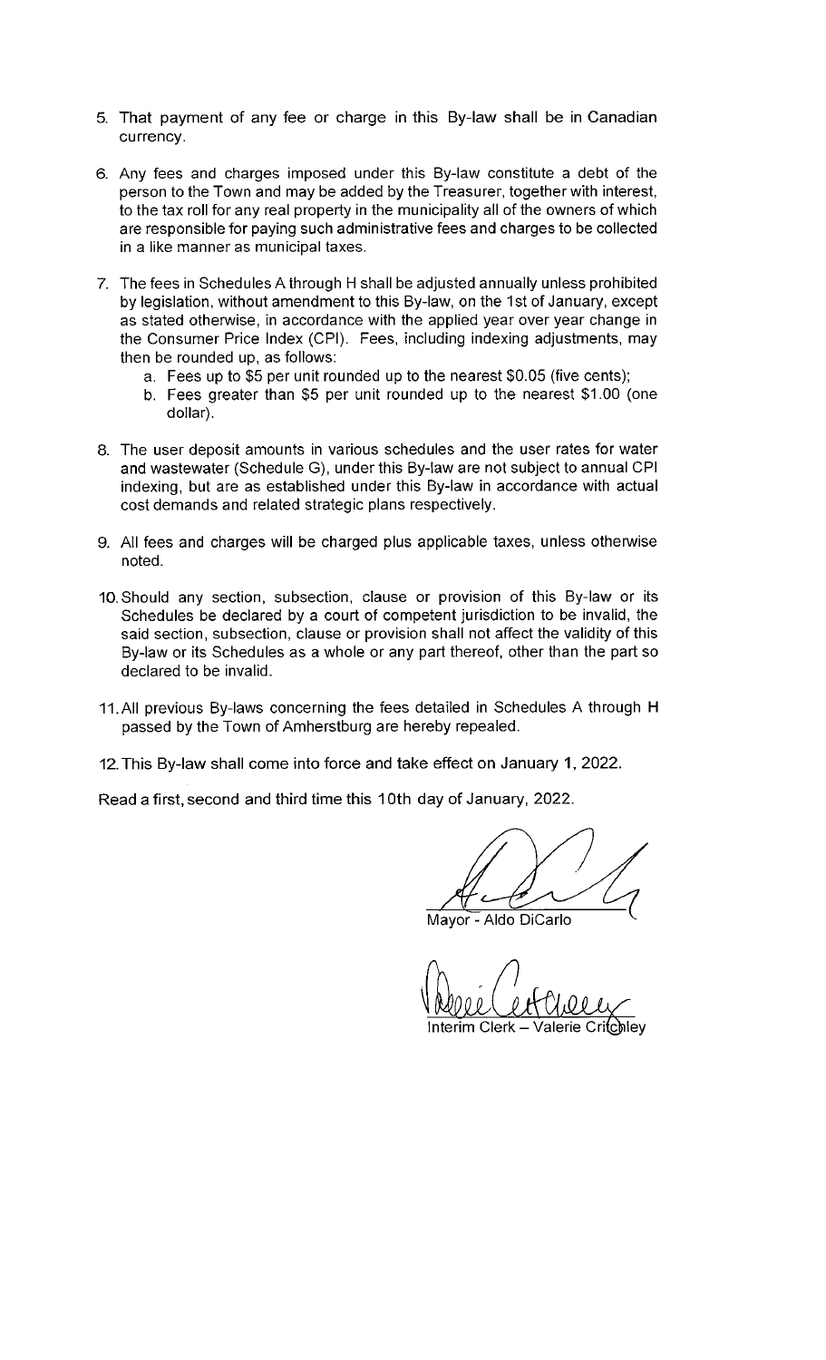5. That payment of any fee or charge in this By-law shall be in Canadian currency.

6. Any fees and charges imposed under this By-law constitute a debt of the person to the Town and may be added by the Treasurer, together with interest, to the tax roll for any real property in the municipality all of the owners of which are responsible for paying such administrative fees and charges to be collected in a like manner as municipal taxes.

7. The fees in Schedules A through H shall be adjusted annually unless prohibited by legislation, without amendment to this By-law, on the 1st of January, except as stated otherwise, in accordance with the applied year over year change in the Consumer Price Index (CPI). Fees, including indexing adjustments, may then be rounded up, as follows:
   a. Fees up to $5 per unit rounded up to the nearest $0.05 (five cents);
   b. Fees greater than $5 per unit rounded up to the nearest $1.00 (one dollar).

8. The user deposit amounts in various schedules and the user rates for water and wastewater (Schedule G), under this By-law are not subject to annual CPI indexing, but are as established under this By-law in accordance with actual cost demands and related strategic plans respectively.

9. All fees and charges will be charged plus applicable taxes, unless otherwise noted.

10. Should any section, subsection, clause or provision of this By-law or its Schedules be declared by a court of competent jurisdiction to be invalid, the said section, subsection, clause or provision shall not affect the validity of this By-law or its Schedules as a whole or any part thereof, other than the part so declared to be invalid.

11. All previous By-laws concerning the fees detailed in Schedules A through H passed by the Town of Amherstburg are hereby repealed.

12. This By-law shall come into force and take effect on January 1, 2022.

Read a first, second and third time this 10th day of January, 2022.

Mayor - Aldo DiCarlo

Interim Clerk – Valerie Critchley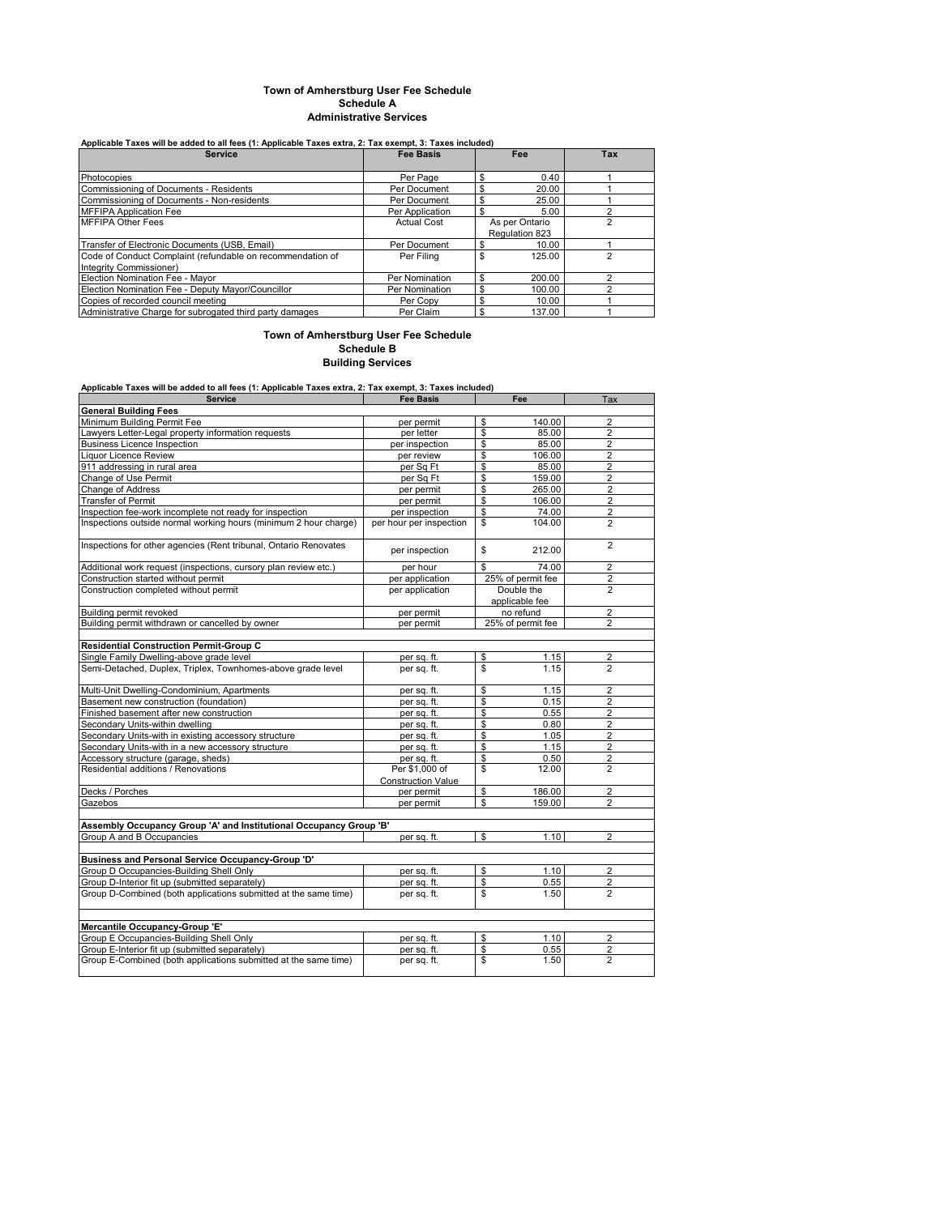## Town of Amherstburg User Fee Schedule
### Schedule A
### Administrative Services

**Applicable Taxes will be added to all fees (1: Applicable Taxes extra, 2: Tax exempt, 3: Taxes included)**

| Service | Fee Basis | Fee | Tax |
|---|---|---|---|
| Photocopies | Per Page | $ 0.40 | 1 |
| Commissioning of Documents - Residents | Per Document | $ 20.00 | 1 |
| Commissioning of Documents - Non-residents | Per Document | $ 25.00 | 1 |
| MFFIPA Application Fee | Per Application | $ 5.00 | 2 |
| MFFIPA Other Fees | Actual Cost | As per Ontario Regulation 823 | 2 |
| Transfer of Electronic Documents (USB, Email) | Per Document | $ 10.00 | 1 |
| Code of Conduct Complaint (refundable on recommendation of Integrity Commissioner) | Per Filing | $ 125.00 | 2 |
| Election Nomination Fee - Mayor | Per Nomination | $ 200.00 | 2 |
| Election Nomination Fee - Deputy Mayor/Councillor | Per Nomination | $ 100.00 | 2 |
| Copies of recorded council meeting | Per Copy | $ 10.00 | 1 |
| Administrative Charge for subrogated third party damages | Per Claim | $ 137.00 | 1 |

## Town of Amherstburg User Fee Schedule
### Schedule B
### Building Services

**Applicable Taxes will be added to all fees (1: Applicable Taxes extra, 2: Tax exempt, 3: Taxes included)**

| Service | Fee Basis | Fee | Tax |
|---|---|---|---|
| **General Building Fees** | | | |
| Minimum Building Permit Fee | per permit | $ 140.00 | 2 |
| Lawyers Letter-Legal property information requests | per letter | $ 85.00 | 2 |
| Business Licence Inspection | per inspection | $ 85.00 | 2 |
| Liquor Licence Review | per review | $ 106.00 | 2 |
| 911 addressing in rural area | per Sq Ft | $ 85.00 | 2 |
| Change of Use Permit | per Sq Ft | $ 159.00 | 2 |
| Change of Address | per permit | $ 265.00 | 2 |
| Transfer of Permit | per permit | $ 106.00 | 2 |
| Inspection fee-work incomplete not ready for inspection | per inspection | $ 74.00 | 2 |
| Inspections outside normal working hours (minimum 2 hour charge) | per hour per inspection | $ 104.00 | 2 |
| Inspections for other agencies (Rent tribunal, Ontario Renovates | per inspection | $ 212.00 | 2 |
| Additional work request (inspections, cursory plan review etc.) | per hour | $ 74.00 | 2 |
| Construction started without permit | per application | 25% of permit fee | 2 |
| Construction completed without permit | per application | Double the applicable fee | 2 |
| Building permit revoked | per permit | no refund | 2 |
| Building permit withdrawn or cancelled by owner | per permit | 25% of permit fee | 2 |
| | | | |
| **Residential Construction Permit-Group C** | | | |
| Single Family Dwelling-above grade level | per sq. ft. | $ 1.15 | 2 |
| Semi-Detached, Duplex, Triplex, Townhomes-above grade level | per sq. ft. | $ 1.15 | 2 |
| Multi-Unit Dwelling-Condominium, Apartments | per sq. ft. | $ 1.15 | 2 |
| Basement new construction (foundation) | per sq. ft. | $ 0.15 | 2 |
| Finished basement after new construction | per sq. ft. | $ 0.55 | 2 |
| Secondary Units-within dwelling | per sq. ft. | $ 0.80 | 2 |
| Secondary Units-with in existing accessory structure | per sq. ft. | $ 1.05 | 2 |
| Secondary Units-with in a new accessory structure | per sq. ft. | $ 1.15 | 2 |
| Accessory structure (garage, sheds) | per sq. ft. | $ 0.50 | 2 |
| Residential additions / Renovations | Per $1,000 of Construction Value | $ 12.00 | 2 |
| Decks / Porches | per permit | $ 186.00 | 2 |
| Gazebos | per permit | $ 159.00 | 2 |
| | | | |
| **Assembly Occupancy Group 'A' and Institutional Occupancy Group 'B'** | | | |
| Group A and B Occupancies | per sq. ft. | $ 1.10 | 2 |
| | | | |
| **Business and Personal Service Occupancy-Group 'D'** | | | |
| Group D Occupancies-Building Shell Only | per sq. ft. | $ 1.10 | 2 |
| Group D-Interior fit up (submitted separately) | per sq. ft. | $ 0.55 | 2 |
| Group D-Combined (both applications submitted at the same time) | per sq. ft. | $ 1.50 | 2 |
| | | | |
| **Mercantile Occupancy-Group 'E'** | | | |
| Group E Occupancies-Building Shell Only | per sq. ft. | $ 1.10 | 2 |
| Group E-Interior fit up (submitted separately) | per sq. ft. | $ 0.55 | 2 |
| Group E-Combined (both applications submitted at the same time) | per sq. ft. | $ 1.50 | 2 |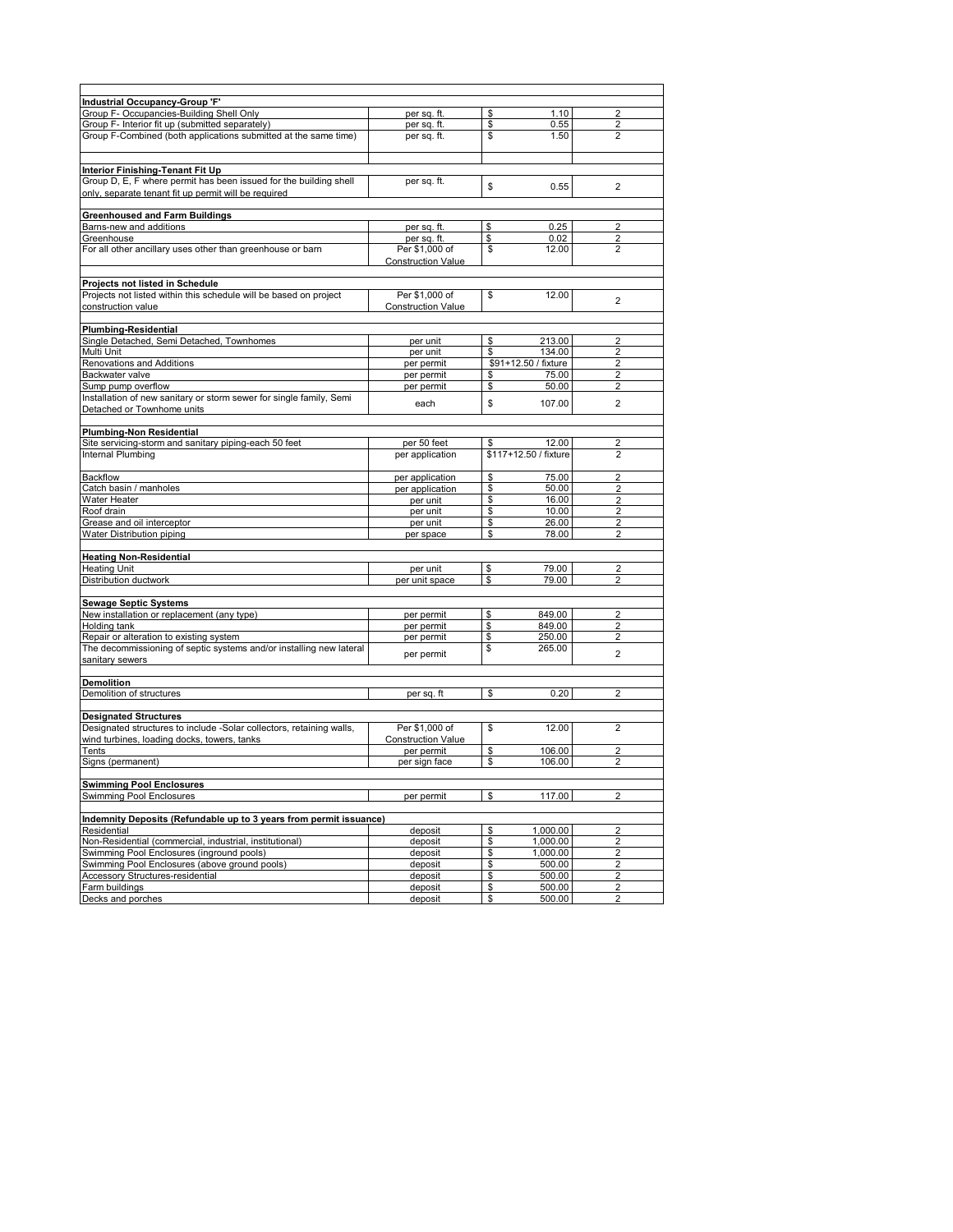| | | | |
|---|---|---|---|
| **Industrial Occupancy-Group 'F'** | | | |
| Group F- Occupancies-Building Shell Only | per sq. ft. | $ 1.10 | 2 |
| Group F- Interior fit up (submitted separately) | per sq. ft. | $ 0.55 | 2 |
| Group F-Combined (both applications submitted at the same time) | per sq. ft. | $ 1.50 | 2 |
| | | | |
| **Interior Finishing-Tenant Fit Up** | | | |
| Group D, E, F where permit has been issued for the building shell only, separate tenant fit up permit will be required | per sq. ft. | $ 0.55 | 2 |
| | | | |
| **Greenhoused and Farm Buildings** | | | |
| Barns-new and additions | per sq. ft. | $ 0.25 | 2 |
| Greenhouse | per sq. ft. | $ 0.02 | 2 |
| For all other ancillary uses other than greenhouse or barn | Per $1,000 of Construction Value | $ 12.00 | 2 |
| | | | |
| **Projects not listed in Schedule** | | | |
| Projects not listed within this schedule will be based on project construction value | Per $1,000 of Construction Value | $ 12.00 | 2 |
| | | | |
| **Plumbing-Residential** | | | |
| Single Detached, Semi Detached, Townhomes | per unit | $ 213.00 | 2 |
| Multi Unit | per unit | $ 134.00 | 2 |
| Renovations and Additions | per permit | $91+12.50 / fixture | 2 |
| Backwater valve | per permit | $ 75.00 | 2 |
| Sump pump overflow | per permit | $ 50.00 | 2 |
| Installation of new sanitary or storm sewer for single family, Semi Detached or Townhome units | each | $ 107.00 | 2 |
| | | | |
| **Plumbing-Non Residential** | | | |
| Site servicing-storm and sanitary piping-each 50 feet | per 50 feet | $ 12.00 | 2 |
| Internal Plumbing | per application | $117+12.50 / fixture | 2 |
| Backflow | per application | $ 75.00 | 2 |
| Catch basin / manholes | per application | $ 50.00 | 2 |
| Water Heater | per unit | $ 16.00 | 2 |
| Roof drain | per unit | $ 10.00 | 2 |
| Grease and oil interceptor | per unit | $ 26.00 | 2 |
| Water Distribution piping | per space | $ 78.00 | 2 |
| | | | |
| **Heating Non-Residential** | | | |
| Heating Unit | per unit | $ 79.00 | 2 |
| Distribution ductwork | per unit space | $ 79.00 | 2 |
| | | | |
| **Sewage Septic Systems** | | | |
| New installation or replacement (any type) | per permit | $ 849.00 | 2 |
| Holding tank | per permit | $ 849.00 | 2 |
| Repair or alteration to existing system | per permit | $ 250.00 | 2 |
| The decommissioning of septic systems and/or installing new lateral sanitary sewers | per permit | $ 265.00 | 2 |
| | | | |
| **Demolition** | | | |
| Demolition of structures | per sq. ft | $ 0.20 | 2 |
| | | | |
| **Designated Structures** | | | |
| Designated structures to include -Solar collectors, retaining walls, wind turbines, loading docks, towers, tanks | Per $1,000 of Construction Value | $ 12.00 | 2 |
| Tents | per permit | $ 106.00 | 2 |
| Signs (permanent) | per sign face | $ 106.00 | 2 |
| | | | |
| **Swimming Pool Enclosures** | | | |
| Swimming Pool Enclosures | per permit | $ 117.00 | 2 |
| | | | |
| **Indemnity Deposits (Refundable up to 3 years from permit issuance)** | | | |
| Residential | deposit | $ 1,000.00 | 2 |
| Non-Residential (commercial, industrial, institutional) | deposit | $ 1,000.00 | 2 |
| Swimming Pool Enclosures (inground pools) | deposit | $ 1,000.00 | 2 |
| Swimming Pool Enclosures (above ground pools) | deposit | $ 500.00 | 2 |
| Accessory Structures-residential | deposit | $ 500.00 | 2 |
| Farm buildings | deposit | $ 500.00 | 2 |
| Decks and porches | deposit | $ 500.00 | 2 |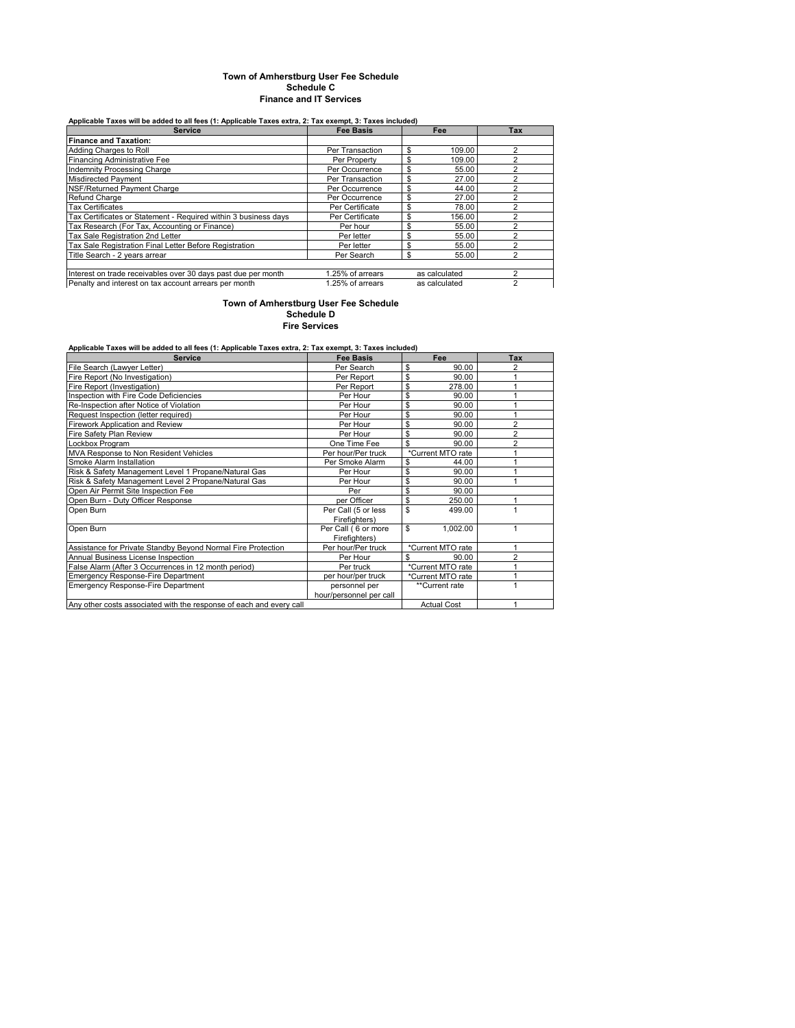# Town of Amherstburg User Fee Schedule
## Schedule C
## Finance and IT Services

**Applicable Taxes will be added to all fees (1: Applicable Taxes extra, 2: Tax exempt, 3: Taxes included)**

| Service | Fee Basis | Fee | Tax |
|---|---|---|---|
| **Finance and Taxation:** | | | |
| Adding Charges to Roll | Per Transaction | $ 109.00 | 2 |
| Financing Administrative Fee | Per Property | $ 109.00 | 2 |
| Indemnity Processing Charge | Per Occurrence | $ 55.00 | 2 |
| Misdirected Payment | Per Transaction | $ 27.00 | 2 |
| NSF/Returned Payment Charge | Per Occurrence | $ 44.00 | 2 |
| Refund Charge | Per Occurrence | $ 27.00 | 2 |
| Tax Certificates | Per Certificate | $ 78.00 | 2 |
| Tax Certificates or Statement - Required within 3 business days | Per Certificate | $ 156.00 | 2 |
| Tax Research (For Tax, Accounting or Finance) | Per hour | $ 55.00 | 2 |
| Tax Sale Registration 2nd Letter | Per letter | $ 55.00 | 2 |
| Tax Sale Registration Final Letter Before Registration | Per letter | $ 55.00 | 2 |
| Title Search - 2 years arrear | Per Search | $ 55.00 | 2 |
| | | | |
| Interest on trade receivables over 30 days past due per month | 1.25% of arrears | as calculated | 2 |
| Penalty and interest on tax account arrears per month | 1.25% of arrears | as calculated | 2 |

# Town of Amherstburg User Fee Schedule
## Schedule D
## Fire Services

**Applicable Taxes will be added to all fees (1: Applicable Taxes extra, 2: Tax exempt, 3: Taxes included)**

| Service | Fee Basis | Fee | Tax |
|---|---|---|---|
| File Search (Lawyer Letter) | Per Search | $ 90.00 | 2 |
| Fire Report (No Investigation) | Per Report | $ 90.00 | 1 |
| Fire Report (Investigation) | Per Report | $ 278.00 | 1 |
| Inspection with Fire Code Deficiencies | Per Hour | $ 90.00 | 1 |
| Re-Inspection after Notice of Violation | Per Hour | $ 90.00 | 1 |
| Request Inspection (letter required) | Per Hour | $ 90.00 | 1 |
| Firework Application and Review | Per Hour | $ 90.00 | 2 |
| Fire Safety Plan Review | Per Hour | $ 90.00 | 2 |
| Lockbox Program | One Time Fee | $ 90.00 | 2 |
| MVA Response to Non Resident Vehicles | Per hour/Per truck | *Current MTO rate | 1 |
| Smoke Alarm Installation | Per Smoke Alarm | $ 44.00 | 1 |
| Risk & Safety Management Level 1 Propane/Natural Gas | Per Hour | $ 90.00 | 1 |
| Risk & Safety Management Level 2 Propane/Natural Gas | Per Hour | $ 90.00 | 1 |
| Open Air Permit Site Inspection Fee | Per | $ 90.00 | |
| Open Burn - Duty Officer Response | per Officer | $ 250.00 | 1 |
| Open Burn | Per Call (5 or less Firefighters) | $ 499.00 | 1 |
| Open Burn | Per Call ( 6 or more Firefighters) | $ 1,002.00 | 1 |
| Assistance for Private Standby Beyond Normal Fire Protection | Per hour/Per truck | *Current MTO rate | 1 |
| Annual Business License Inspection | Per Hour | $ 90.00 | 2 |
| False Alarm (After 3 Occurrences in 12 month period) | Per truck | *Current MTO rate | 1 |
| Emergency Response-Fire Department | per hour/per truck | *Current MTO rate | 1 |
| Emergency Response-Fire Department | personnel per hour/personnel per call | **Current rate | 1 |
| Any other costs associated with the response of each and every call | | Actual Cost | 1 |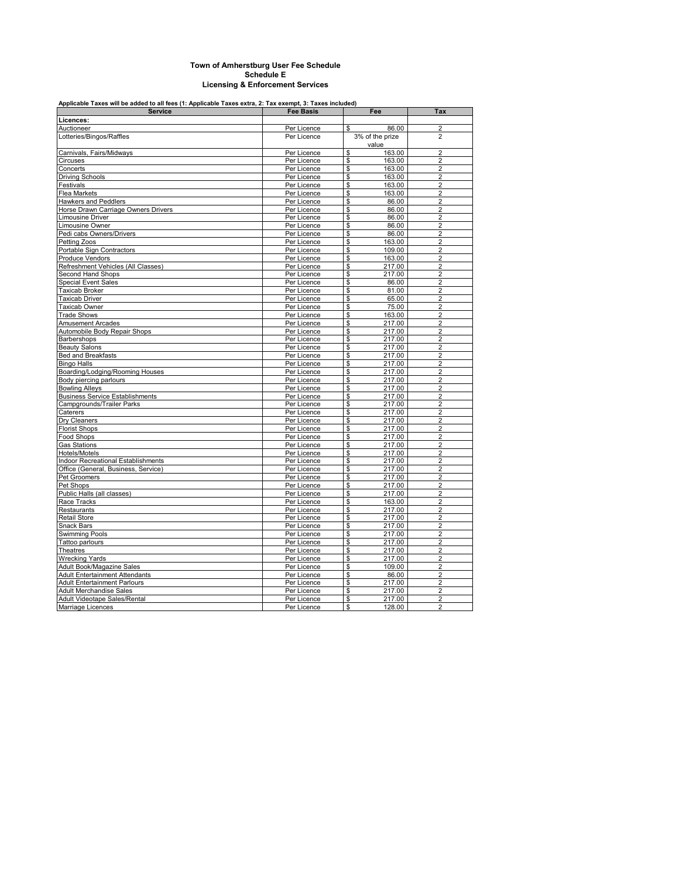**Town of Amherstburg User Fee Schedule**
**Schedule E**
**Licensing & Enforcement Services**

**Applicable Taxes will be added to all fees (1: Applicable Taxes extra, 2: Tax exempt, 3: Taxes included)**

| Service | Fee Basis | Fee | Tax |
|---|---|---|---|
| **Licences:** | | | |
| Auctioneer | Per Licence | $ 86.00 | 2 |
| Lotteries/Bingos/Raffles | Per Licence | 3% of the prize value | 2 |
| Carnivals, Fairs/Midways | Per Licence | $ 163.00 | 2 |
| Circuses | Per Licence | $ 163.00 | 2 |
| Concerts | Per Licence | $ 163.00 | 2 |
| Driving Schools | Per Licence | $ 163.00 | 2 |
| Festivals | Per Licence | $ 163.00 | 2 |
| Flea Markets | Per Licence | $ 163.00 | 2 |
| Hawkers and Peddlers | Per Licence | $ 86.00 | 2 |
| Horse Drawn Carriage Owners Drivers | Per Licence | $ 86.00 | 2 |
| Limousine Driver | Per Licence | $ 86.00 | 2 |
| Limousine Owner | Per Licence | $ 86.00 | 2 |
| Pedi cabs Owners/Drivers | Per Licence | $ 86.00 | 2 |
| Petting Zoos | Per Licence | $ 163.00 | 2 |
| Portable Sign Contractors | Per Licence | $ 109.00 | 2 |
| Produce Vendors | Per Licence | $ 163.00 | 2 |
| Refreshment Vehicles (All Classes) | Per Licence | $ 217.00 | 2 |
| Second Hand Shops | Per Licence | $ 217.00 | 2 |
| Special Event Sales | Per Licence | $ 86.00 | 2 |
| Taxicab Broker | Per Licence | $ 81.00 | 2 |
| Taxicab Driver | Per Licence | $ 65.00 | 2 |
| Taxicab Owner | Per Licence | $ 75.00 | 2 |
| Trade Shows | Per Licence | $ 163.00 | 2 |
| Amusement Arcades | Per Licence | $ 217.00 | 2 |
| Automobile Body Repair Shops | Per Licence | $ 217.00 | 2 |
| Barbershops | Per Licence | $ 217.00 | 2 |
| Beauty Salons | Per Licence | $ 217.00 | 2 |
| Bed and Breakfasts | Per Licence | $ 217.00 | 2 |
| Bingo Halls | Per Licence | $ 217.00 | 2 |
| Boarding/Lodging/Rooming Houses | Per Licence | $ 217.00 | 2 |
| Body piercing parlours | Per Licence | $ 217.00 | 2 |
| Bowling Alleys | Per Licence | $ 217.00 | 2 |
| Business Service Establishments | Per Licence | $ 217.00 | 2 |
| Campgrounds/Trailer Parks | Per Licence | $ 217.00 | 2 |
| Caterers | Per Licence | $ 217.00 | 2 |
| Dry Cleaners | Per Licence | $ 217.00 | 2 |
| Florist Shops | Per Licence | $ 217.00 | 2 |
| Food Shops | Per Licence | $ 217.00 | 2 |
| Gas Stations | Per Licence | $ 217.00 | 2 |
| Hotels/Motels | Per Licence | $ 217.00 | 2 |
| Indoor Recreational Establishments | Per Licence | $ 217.00 | 2 |
| Office (General, Business, Service) | Per Licence | $ 217.00 | 2 |
| Pet Groomers | Per Licence | $ 217.00 | 2 |
| Pet Shops | Per Licence | $ 217.00 | 2 |
| Public Halls (all classes) | Per Licence | $ 217.00 | 2 |
| Race Tracks | Per Licence | $ 163.00 | 2 |
| Restaurants | Per Licence | $ 217.00 | 2 |
| Retail Store | Per Licence | $ 217.00 | 2 |
| Snack Bars | Per Licence | $ 217.00 | 2 |
| Swimming Pools | Per Licence | $ 217.00 | 2 |
| Tattoo parlours | Per Licence | $ 217.00 | 2 |
| Theatres | Per Licence | $ 217.00 | 2 |
| Wrecking Yards | Per Licence | $ 217.00 | 2 |
| Adult Book/Magazine Sales | Per Licence | $ 109.00 | 2 |
| Adult Entertainment Attendants | Per Licence | $ 86.00 | 2 |
| Adult Entertainment Parlours | Per Licence | $ 217.00 | 2 |
| Adult Merchandise Sales | Per Licence | $ 217.00 | 2 |
| Adult Videotape Sales/Rental | Per Licence | $ 217.00 | 2 |
| Marriage Licences | Per Licence | $ 128.00 | 2 |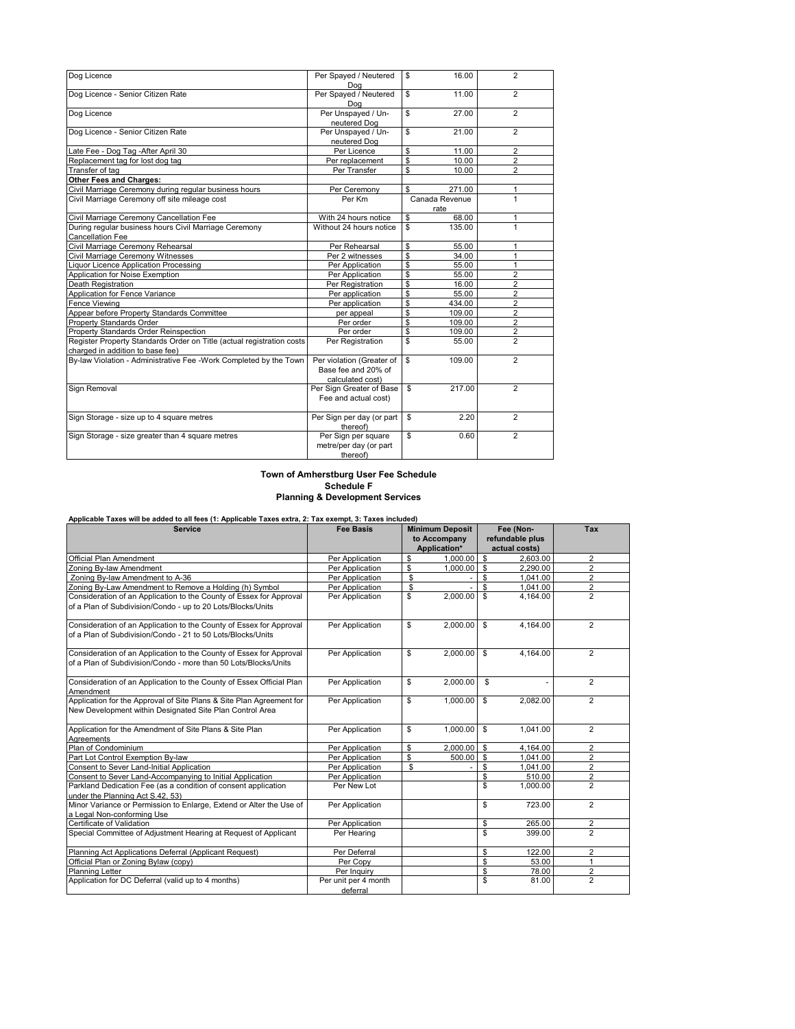| | | | |
|---|---|---|---|
| Dog Licence | Per Spayed / Neutered Dog | $ 16.00 | 2 |
| Dog Licence - Senior Citizen Rate | Per Spayed / Neutered Dog | $ 11.00 | 2 |
| Dog Licence | Per Unspayed / Un-neutered Dog | $ 27.00 | 2 |
| Dog Licence - Senior Citizen Rate | Per Unspayed / Un-neutered Dog | $ 21.00 | 2 |
| Late Fee - Dog Tag -After April 30 | Per Licence | $ 11.00 | 2 |
| Replacement tag for lost dog tag | Per replacement | $ 10.00 | 2 |
| Transfer of tag | Per Transfer | $ 10.00 | 2 |
| **Other Fees and Charges:** | | | |
| Civil Marriage Ceremony during regular business hours | Per Ceremony | $ 271.00 | 1 |
| Civil Marriage Ceremony off site mileage cost | Per Km | Canada Revenue rate | 1 |
| Civil Marriage Ceremony Cancellation Fee | With 24 hours notice | $ 68.00 | 1 |
| During regular business hours Civil Marriage Ceremony Cancellation Fee | Without 24 hours notice | $ 135.00 | 1 |
| Civil Marriage Ceremony Rehearsal | Per Rehearsal | $ 55.00 | 1 |
| Civil Marriage Ceremony Witnesses | Per 2 witnesses | $ 34.00 | 1 |
| Liquor Licence Application Processing | Per Application | $ 55.00 | 1 |
| Application for Noise Exemption | Per Application | $ 55.00 | 2 |
| Death Registration | Per Registration | $ 16.00 | 2 |
| Application for Fence Variance | Per application | $ 55.00 | 2 |
| Fence Viewing | Per application | $ 434.00 | 2 |
| Appear before Property Standards Committee | per appeal | $ 109.00 | 2 |
| Property Standards Order | Per order | $ 109.00 | 2 |
| Property Standards Order Reinspection | Per order | $ 109.00 | 2 |
| Register Property Standards Order on Title (actual registration costs charged in addition to base fee) | Per Registration | $ 55.00 | 2 |
| By-law Violation - Administrative Fee -Work Completed by the Town | Per violation (Greater of Base fee and 20% of calculated cost) | $ 109.00 | 2 |
| Sign Removal | Per Sign Greater of Base Fee and actual cost) | $ 217.00 | 2 |
| Sign Storage - size up to 4 square metres | Per Sign per day (or part thereof) | $ 2.20 | 2 |
| Sign Storage - size greater than 4 square metres | Per Sign per square metre/per day (or part thereof) | $ 0.60 | 2 |

**Town of Amherstburg User Fee Schedule**
**Schedule F**
**Planning & Development Services**

**Applicable Taxes will be added to all fees (1: Applicable Taxes extra, 2: Tax exempt, 3: Taxes included)**

| Service | Fee Basis | Minimum Deposit to Accompany Application* | Fee (Non-refundable plus actual costs) | Tax |
|---|---|---|---|---|
| Official Plan Amendment | Per Application | $ 1,000.00 | $ 2,603.00 | 2 |
| Zoning By-law Amendment | Per Application | $ 1,000.00 | $ 2,290.00 | 2 |
| Zoning By-law Amendment to A-36 | Per Application | $ - | $ 1,041.00 | 2 |
| Zoning By-Law Amendment to Remove a Holding (h) Symbol | Per Application | $ - | $ 1,041.00 | 2 |
| Consideration of an Application to the County of Essex for Approval of a Plan of Subdivision/Condo - up to 20 Lots/Blocks/Units | Per Application | $ 2,000.00 | $ 4,164.00 | 2 |
| Consideration of an Application to the County of Essex for Approval of a Plan of Subdivision/Condo - 21 to 50 Lots/Blocks/Units | Per Application | $ 2,000.00 | $ 4,164.00 | 2 |
| Consideration of an Application to the County of Essex for Approval of a Plan of Subdivision/Condo - more than 50 Lots/Blocks/Units | Per Application | $ 2,000.00 | $ 4,164.00 | 2 |
| Consideration of an Application to the County of Essex Official Plan Amendment | Per Application | $ 2,000.00 | $ - | 2 |
| Application for the Approval of Site Plans & Site Plan Agreement for New Development within Designated Site Plan Control Area | Per Application | $ 1,000.00 | $ 2,082.00 | 2 |
| Application for the Amendment of Site Plans & Site Plan Agreements | Per Application | $ 1,000.00 | $ 1,041.00 | 2 |
| Plan of Condominium | Per Application | $ 2,000.00 | $ 4,164.00 | 2 |
| Part Lot Control Exemption By-law | Per Application | $ 500.00 | $ 1,041.00 | 2 |
| Consent to Sever Land-Initial Application | Per Application | $ - | $ 1,041.00 | 2 |
| Consent to Sever Land-Accompanying to Initial Application | Per Application | | $ 510.00 | 2 |
| Parkland Dedication Fee (as a condition of consent application under the Planning Act S.42, 53) | Per New Lot | | $ 1,000.00 | 2 |
| Minor Variance or Permission to Enlarge, Extend or Alter the Use of a Legal Non-conforming Use | Per Application | | $ 723.00 | 2 |
| Certificate of Validation | Per Application | | $ 265.00 | 2 |
| Special Committee of Adjustment Hearing at Request of Applicant | Per Hearing | | $ 399.00 | 2 |
| Planning Act Applications Deferral (Applicant Request) | Per Deferral | | $ 122.00 | 2 |
| Official Plan or Zoning Bylaw (copy) | Per Copy | | $ 53.00 | 1 |
| Planning Letter | Per Inquiry | | $ 78.00 | 2 |
| Application for DC Deferral (valid up to 4 months) | Per unit per 4 month deferral | | $ 81.00 | 2 |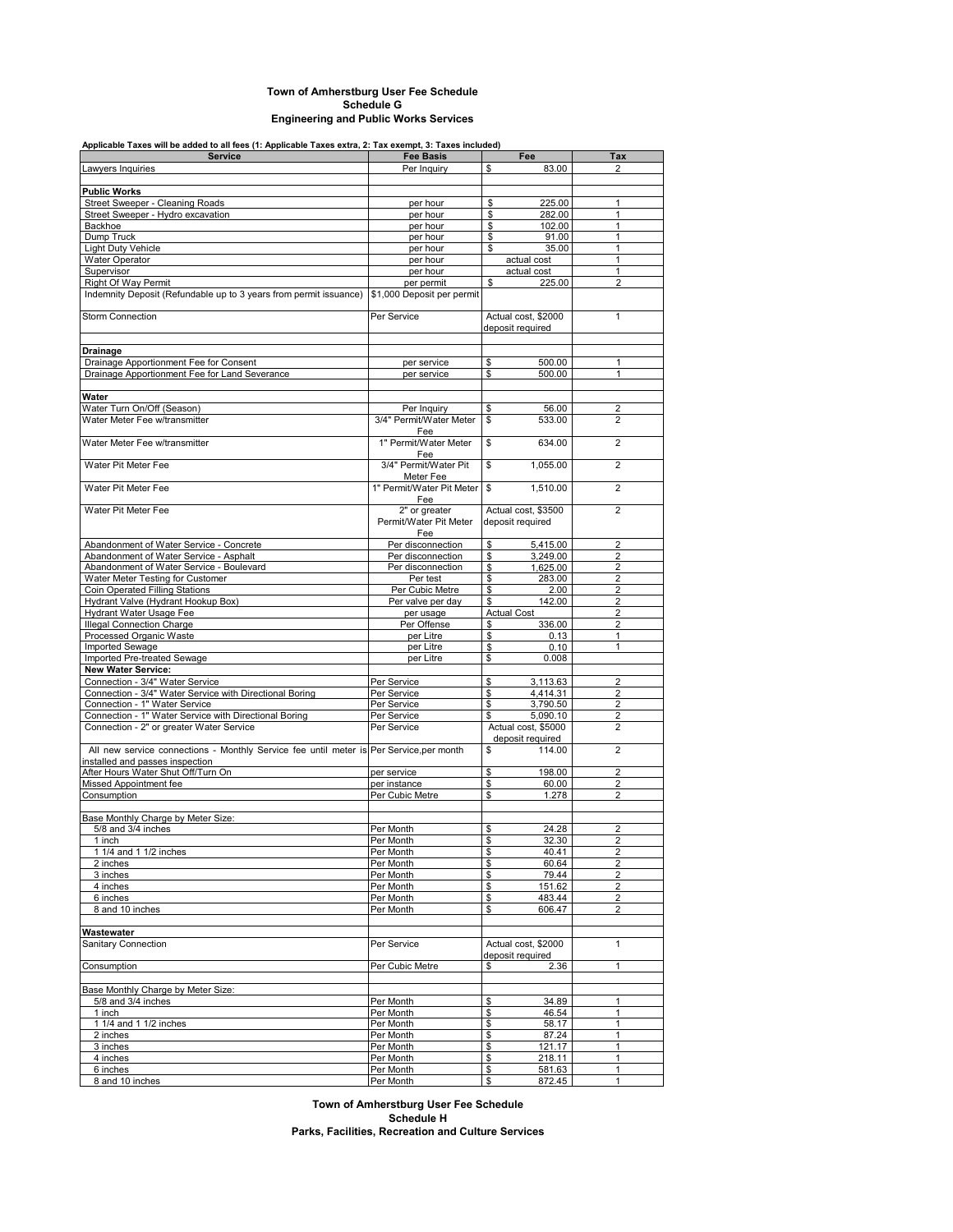**Town of Amherstburg User Fee Schedule**
**Schedule G**
**Engineering and Public Works Services**

**Applicable Taxes will be added to all fees (1: Applicable Taxes extra, 2: Tax exempt, 3: Taxes included)**

| Service | Fee Basis | Fee | Tax |
|---|---|---|---|
| Lawyers Inquiries | Per Inquiry | $ 83.00 | 2 |
| | | | |
| **Public Works** | | | |
| Street Sweeper - Cleaning Roads | per hour | $ 225.00 | 1 |
| Street Sweeper - Hydro excavation | per hour | $ 282.00 | 1 |
| Backhoe | per hour | $ 102.00 | 1 |
| Dump Truck | per hour | $ 91.00 | 1 |
| Light Duty Vehicle | per hour | $ 35.00 | 1 |
| Water Operator | per hour | actual cost | 1 |
| Supervisor | per hour | actual cost | 1 |
| Right Of Way Permit | per permit | $ 225.00 | 2 |
| Indemnity Deposit (Refundable up to 3 years from permit issuance) | $1,000 Deposit per permit | | |
| Storm Connection | Per Service | Actual cost, $2000 deposit required | 1 |
| | | | |
| **Drainage** | | | |
| Drainage Apportionment Fee for Consent | per service | $ 500.00 | 1 |
| Drainage Apportionment Fee for Land Severance | per service | $ 500.00 | 1 |
| | | | |
| **Water** | | | |
| Water Turn On/Off (Season) | Per Inquiry | $ 56.00 | 2 |
| Water Meter Fee w/transmitter | 3/4" Permit/Water Meter Fee | $ 533.00 | 2 |
| Water Meter Fee w/transmitter | 1" Permit/Water Meter Fee | $ 634.00 | 2 |
| Water Pit Meter Fee | 3/4" Permit/Water Pit Meter Fee | $ 1,055.00 | 2 |
| Water Pit Meter Fee | 1" Permit/Water Pit Meter Fee | $ 1,510.00 | 2 |
| Water Pit Meter Fee | 2" or greater Permit/Water Pit Meter Fee | Actual cost, $3500 deposit required | 2 |
| Abandonment of Water Service - Concrete | Per disconnection | $ 5,415.00 | 2 |
| Abandonment of Water Service - Asphalt | Per disconnection | $ 3,249.00 | 2 |
| Abandonment of Water Service - Boulevard | Per disconnection | $ 1,625.00 | 2 |
| Water Meter Testing for Customer | Per test | $ 283.00 | 2 |
| Coin Operated Filling Stations | Per Cubic Metre | $ 2.00 | 2 |
| Hydrant Valve (Hydrant Hookup Box) | Per valve per day | $ 142.00 | 2 |
| Hydrant Water Usage Fee | per usage | Actual Cost | 2 |
| Illegal Connection Charge | Per Offense | $ 336.00 | 2 |
| Processed Organic Waste | per Litre | $ 0.13 | 1 |
| Imported Sewage | per Litre | $ 0.10 | 1 |
| Imported Pre-treated Sewage | per Litre | $ 0.008 | |
| **New Water Service:** | | | |
| Connection - 3/4" Water Service | Per Service | $ 3,113.63 | 2 |
| Connection - 3/4" Water Service with Directional Boring | Per Service | $ 4,414.31 | 2 |
| Connection - 1" Water Service | Per Service | $ 3,790.50 | 2 |
| Connection - 1" Water Service with Directional Boring | Per Service | $ 5,090.10 | 2 |
| Connection - 2" or greater Water Service | Per Service | Actual cost, $5000 deposit required | 2 |
| All new service connections - Monthly Service fee until meter is installed and passes inspection | Per Service,per month | $ 114.00 | 2 |
| After Hours Water Shut Off/Turn On | per service | $ 198.00 | 2 |
| Missed Appointment fee | per instance | $ 60.00 | 2 |
| Consumption | Per Cubic Metre | $ 1.278 | 2 |
| | | | |
| Base Monthly Charge by Meter Size: | | | |
| 5/8 and 3/4 inches | Per Month | $ 24.28 | 2 |
| 1 inch | Per Month | $ 32.30 | 2 |
| 1 1/4 and 1 1/2 inches | Per Month | $ 40.41 | 2 |
| 2 inches | Per Month | $ 60.64 | 2 |
| 3 inches | Per Month | $ 79.44 | 2 |
| 4 inches | Per Month | $ 151.62 | 2 |
| 6 inches | Per Month | $ 483.44 | 2 |
| 8 and 10 inches | Per Month | $ 606.47 | 2 |
| | | | |
| **Wastewater** | | | |
| Sanitary Connection | Per Service | Actual cost, $2000 deposit required | 1 |
| Consumption | Per Cubic Metre | $ 2.36 | 1 |
| | | | |
| Base Monthly Charge by Meter Size: | | | |
| 5/8 and 3/4 inches | Per Month | $ 34.89 | 1 |
| 1 inch | Per Month | $ 46.54 | 1 |
| 1 1/4 and 1 1/2 inches | Per Month | $ 58.17 | 1 |
| 2 inches | Per Month | $ 87.24 | 1 |
| 3 inches | Per Month | $ 121.17 | 1 |
| 4 inches | Per Month | $ 218.11 | 1 |
| 6 inches | Per Month | $ 581.63 | 1 |
| 8 and 10 inches | Per Month | $ 872.45 | 1 |

**Town of Amherstburg User Fee Schedule**
**Schedule H**
**Parks, Facilities, Recreation and Culture Services**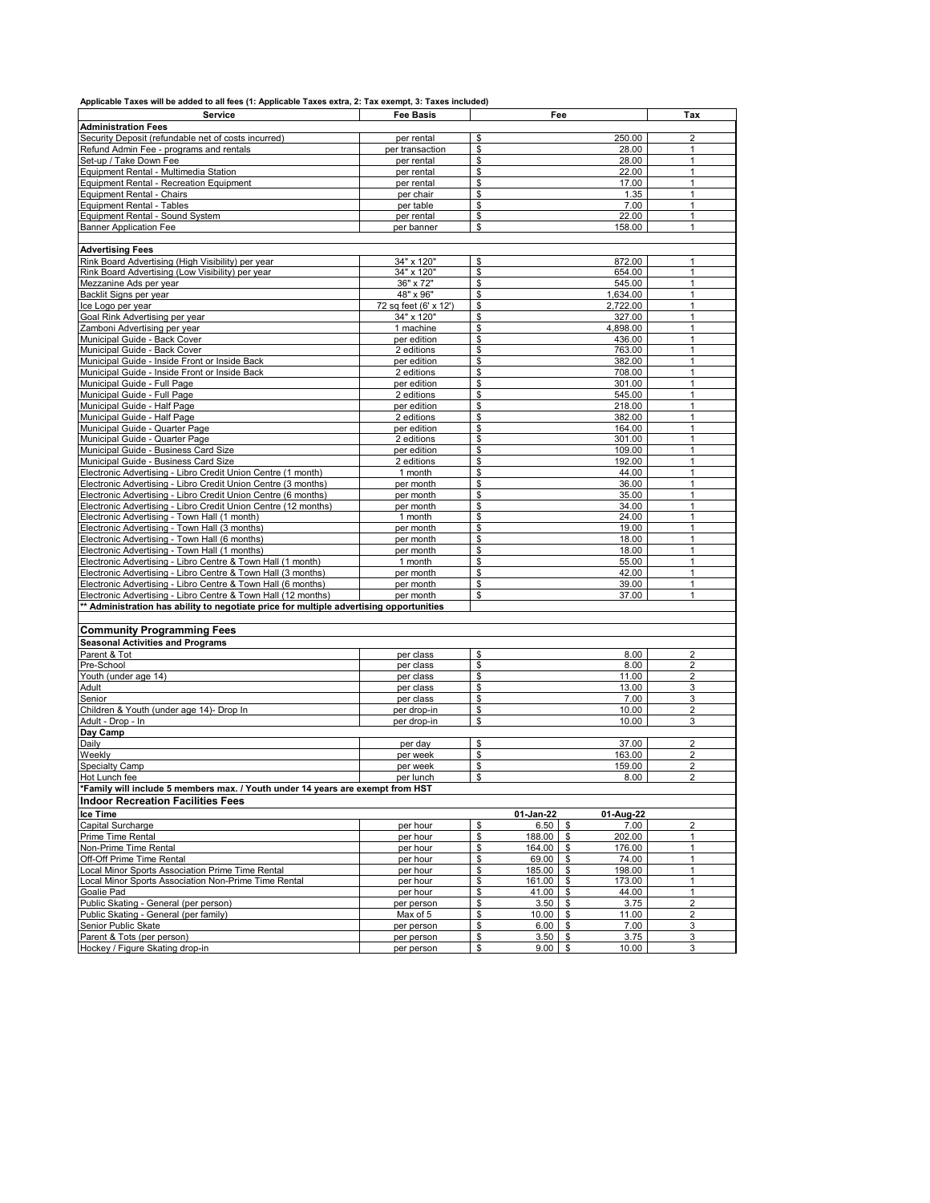**Applicable Taxes will be added to all fees (1: Applicable Taxes extra, 2: Tax exempt, 3: Taxes included)**

| Service | Fee Basis | Fee | | Tax |
|---|---|---|---|---|
| **Administration Fees** | | | | |
| Security Deposit (refundable net of costs incurred) | per rental | $ 250.00 | | 2 |
| Refund Admin Fee - programs and rentals | per transaction | $ 28.00 | | 1 |
| Set-up / Take Down Fee | per rental | $ 28.00 | | 1 |
| Equipment Rental - Multimedia Station | per rental | $ 22.00 | | 1 |
| Equipment Rental - Recreation Equipment | per rental | $ 17.00 | | 1 |
| Equipment Rental - Chairs | per chair | $ 1.35 | | 1 |
| Equipment Rental - Tables | per table | $ 7.00 | | 1 |
| Equipment Rental - Sound System | per rental | $ 22.00 | | 1 |
| Banner Application Fee | per banner | $ 158.00 | | 1 |
| | | | | |
| **Advertising Fees** | | | | |
| Rink Board Advertising (High Visibility) per year | 34" x 120" | $ 872.00 | | 1 |
| Rink Board Advertising (Low Visibility) per year | 34" x 120" | $ 654.00 | | 1 |
| Mezzanine Ads per year | 36" x 72" | $ 545.00 | | 1 |
| Backlit Signs per year | 48" x 96" | $ 1,634.00 | | 1 |
| Ice Logo per year | 72 sq feet (6' x 12') | $ 2,722.00 | | 1 |
| Goal Rink Advertising per year | 34" x 120" | $ 327.00 | | 1 |
| Zamboni Advertising per year | 1 machine | $ 4,898.00 | | 1 |
| Municipal Guide - Back Cover | per edition | $ 436.00 | | 1 |
| Municipal Guide - Back Cover | 2 editions | $ 763.00 | | 1 |
| Municipal Guide - Inside Front or Inside Back | per edition | $ 382.00 | | 1 |
| Municipal Guide - Inside Front or Inside Back | 2 editions | $ 708.00 | | 1 |
| Municipal Guide - Full Page | per edition | $ 301.00 | | 1 |
| Municipal Guide - Full Page | 2 editions | $ 545.00 | | 1 |
| Municipal Guide - Half Page | per edition | $ 218.00 | | 1 |
| Municipal Guide - Half Page | 2 editions | $ 382.00 | | 1 |
| Municipal Guide - Quarter Page | per edition | $ 164.00 | | 1 |
| Municipal Guide - Quarter Page | 2 editions | $ 301.00 | | 1 |
| Municipal Guide - Business Card Size | per edition | $ 109.00 | | 1 |
| Municipal Guide - Business Card Size | 2 editions | $ 192.00 | | 1 |
| Electronic Advertising - Libro Credit Union Centre (1 month) | 1 month | $ 44.00 | | 1 |
| Electronic Advertising - Libro Credit Union Centre (3 months) | per month | $ 36.00 | | 1 |
| Electronic Advertising - Libro Credit Union Centre (6 months) | per month | $ 35.00 | | 1 |
| Electronic Advertising - Libro Credit Union Centre (12 months) | per month | $ 34.00 | | 1 |
| Electronic Advertising - Town Hall (1 month) | 1 month | $ 24.00 | | 1 |
| Electronic Advertising - Town Hall (3 months) | per month | $ 19.00 | | 1 |
| Electronic Advertising - Town Hall (6 months) | per month | $ 18.00 | | 1 |
| Electronic Advertising - Town Hall (1 months) | per month | $ 18.00 | | 1 |
| Electronic Advertising - Libro Centre & Town Hall (1 month) | 1 month | $ 55.00 | | 1 |
| Electronic Advertising - Libro Centre & Town Hall (3 months) | per month | $ 42.00 | | 1 |
| Electronic Advertising - Libro Centre & Town Hall (6 months) | per month | $ 39.00 | | 1 |
| Electronic Advertising - Libro Centre & Town Hall (12 months) | per month | $ 37.00 | | 1 |
| ** Administration has ability to negotiate price for multiple advertising opportunities | | | | |
| | | | | |
| **Community Programming Fees** | | | | |
| **Seasonal Activities and Programs** | | | | |
| Parent & Tot | per class | $ 8.00 | | 2 |
| Pre-School | per class | $ 8.00 | | 2 |
| Youth (under age 14) | per class | $ 11.00 | | 2 |
| Adult | per class | $ 13.00 | | 3 |
| Senior | per class | $ 7.00 | | 3 |
| Children & Youth (under age 14)- Drop In | per drop-in | $ 10.00 | | 2 |
| Adult - Drop - In | per drop-in | $ 10.00 | | 3 |
| **Day Camp** | | | | |
| Daily | per day | $ 37.00 | | 2 |
| Weekly | per week | $ 163.00 | | 2 |
| Specialty Camp | per week | $ 159.00 | | 2 |
| Hot Lunch fee | per lunch | $ 8.00 | | 2 |
| ***Family will include 5 members max. / Youth under 14 years are exempt from HST** | | | | |
| **Indoor Recreation Facilities Fees** | | | | |
| **Ice Time** | | **01-Jan-22** | **01-Aug-22** | |
| Capital Surcharge | per hour | $ 6.50 | $ 7.00 | 2 |
| Prime Time Rental | per hour | $ 188.00 | $ 202.00 | 1 |
| Non-Prime Time Rental | per hour | $ 164.00 | $ 176.00 | 1 |
| Off-Off Prime Time Rental | per hour | $ 69.00 | $ 74.00 | 1 |
| Local Minor Sports Association Prime Time Rental | per hour | $ 185.00 | $ 198.00 | 1 |
| Local Minor Sports Association Non-Prime Time Rental | per hour | $ 161.00 | $ 173.00 | 1 |
| Goalie Pad | per hour | $ 41.00 | $ 44.00 | 1 |
| Public Skating - General (per person) | per person | $ 3.50 | $ 3.75 | 2 |
| Public Skating - General (per family) | Max of 5 | $ 10.00 | $ 11.00 | 2 |
| Senior Public Skate | per person | $ 6.00 | $ 7.00 | 3 |
| Parent & Tots (per person) | per person | $ 3.50 | $ 3.75 | 3 |
| Hockey / Figure Skating drop-in | per person | $ 9.00 | $ 10.00 | 3 |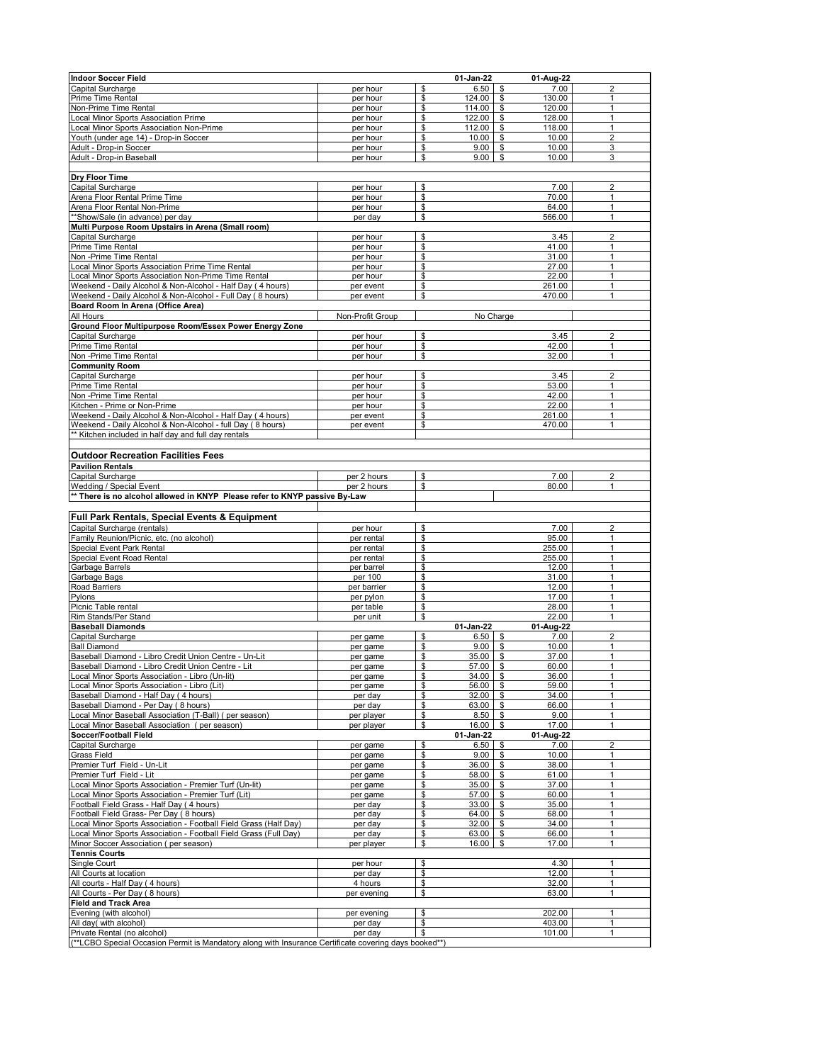| Indoor Soccer Field | | 01-Jan-22 | 01-Aug-22 | |
|---|---|---|---|---|
| Capital Surcharge | per hour | $ 6.50 | $ 7.00 | 2 |
| Prime Time Rental | per hour | $ 124.00 | $ 130.00 | 1 |
| Non-Prime Time Rental | per hour | $ 114.00 | $ 120.00 | 1 |
| Local Minor Sports Association Prime | per hour | $ 122.00 | $ 128.00 | 1 |
| Local Minor Sports Association Non-Prime | per hour | $ 112.00 | $ 118.00 | 1 |
| Youth (under age 14) - Drop-in Soccer | per hour | $ 10.00 | $ 10.00 | 2 |
| Adult - Drop-in Soccer | per hour | $ 9.00 | $ 10.00 | 3 |
| Adult - Drop-in Baseball | per hour | $ 9.00 | $ 10.00 | 3 |
| | | | | |
| **Dry Floor Time** | | | | |
| Capital Surcharge | per hour | $ | 7.00 | 2 |
| Arena Floor Rental Prime Time | per hour | $ | 70.00 | 1 |
| Arena Floor Rental Non-Prime | per hour | $ | 64.00 | 1 |
| **Show/Sale (in advance) per day | per day | $ | 566.00 | 1 |
| **Multi Purpose Room Upstairs in Arena (Small room)** | | | | |
| Capital Surcharge | per hour | $ | 3.45 | 2 |
| Prime Time Rental | per hour | $ | 41.00 | 1 |
| Non -Prime Time Rental | per hour | $ | 31.00 | 1 |
| Local Minor Sports Association Prime Time Rental | per hour | $ | 27.00 | 1 |
| Local Minor Sports Association Non-Prime Time Rental | per hour | $ | 22.00 | 1 |
| Weekend - Daily Alcohol & Non-Alcohol - Half Day ( 4 hours) | per event | $ | 261.00 | 1 |
| Weekend - Daily Alcohol & Non-Alcohol - Full Day ( 8 hours) | per event | $ | 470.00 | 1 |
| **Board Room In Arena (Office Area)** | | | | |
| All Hours | Non-Profit Group | No Charge | | |
| **Ground Floor Multipurpose Room/Essex Power Energy Zone** | | | | |
| Capital Surcharge | per hour | $ | 3.45 | 2 |
| Prime Time Rental | per hour | $ | 42.00 | 1 |
| Non -Prime Time Rental | per hour | $ | 32.00 | 1 |
| **Community Room** | | | | |
| Capital Surcharge | per hour | $ | 3.45 | 2 |
| Prime Time Rental | per hour | $ | 53.00 | 1 |
| Non -Prime Time Rental | per hour | $ | 42.00 | 1 |
| Kitchen - Prime or Non-Prime | per hour | $ | 22.00 | 1 |
| Weekend - Daily Alcohol & Non-Alcohol - Half Day ( 4 hours) | per event | $ | 261.00 | 1 |
| Weekend - Daily Alcohol & Non-Alcohol - full Day ( 8 hours) | per event | $ | 470.00 | 1 |
| ** Kitchen included in half day and full day rentals | | | | |
| | | | | |
| **Outdoor Recreation Facilities Fees** | | | | |
| **Pavilion Rentals** | | | | |
| Capital Surcharge | per 2 hours | $ | 7.00 | 2 |
| Wedding / Special Event | per 2 hours | $ | 80.00 | 1 |
| **** There is no alcohol allowed in KNYP Please refer to KNYP passive By-Law** | | | | |
| | | | | |
| **Full Park Rentals, Special Events & Equipment** | | | | |
| Capital Surcharge (rentals) | per hour | $ | 7.00 | 2 |
| Family Reunion/Picnic, etc. (no alcohol) | per rental | $ | 95.00 | 1 |
| Special Event Park Rental | per rental | $ | 255.00 | 1 |
| Special Event Road Rental | per rental | $ | 255.00 | 1 |
| Garbage Barrels | per barrel | $ | 12.00 | 1 |
| Garbage Bags | per 100 | $ | 31.00 | 1 |
| Road Barriers | per barrier | $ | 12.00 | 1 |
| Pylons | per pylon | $ | 17.00 | 1 |
| Picnic Table rental | per table | $ | 28.00 | 1 |
| Rim Stands/Per Stand | per unit | $ | 22.00 | 1 |
| **Baseball Diamonds** | | **01-Jan-22** | **01-Aug-22** | |
| Capital Surcharge | per game | $ 6.50 | $ 7.00 | 2 |
| Ball Diamond | per game | $ 9.00 | $ 10.00 | 1 |
| Baseball Diamond - Libro Credit Union Centre - Un-Lit | per game | $ 35.00 | $ 37.00 | 1 |
| Baseball Diamond - Libro Credit Union Centre - Lit | per game | $ 57.00 | $ 60.00 | 1 |
| Local Minor Sports Association - Libro (Un-lit) | per game | $ 34.00 | $ 36.00 | 1 |
| Local Minor Sports Association - Libro (Lit) | per game | $ 56.00 | $ 59.00 | 1 |
| Baseball Diamond - Half Day ( 4 hours) | per day | $ 32.00 | $ 34.00 | 1 |
| Baseball Diamond - Per Day ( 8 hours) | per day | $ 63.00 | $ 66.00 | 1 |
| Local Minor Baseball Association (T-Ball) ( per season) | per player | $ 8.50 | $ 9.00 | 1 |
| Local Minor Baseball Association ( per season) | per player | $ 16.00 | $ 17.00 | 1 |
| **Soccer/Football Field** | | **01-Jan-22** | **01-Aug-22** | |
| Capital Surcharge | per game | $ 6.50 | $ 7.00 | 2 |
| Grass Field | per game | $ 9.00 | $ 10.00 | 1 |
| Premier Turf Field - Un-Lit | per game | $ 36.00 | $ 38.00 | 1 |
| Premier Turf Field - Lit | per game | $ 58.00 | $ 61.00 | 1 |
| Local Minor Sports Association - Premier Turf (Un-lit) | per game | $ 35.00 | $ 37.00 | 1 |
| Local Minor Sports Association - Premier Turf (Lit) | per game | $ 57.00 | $ 60.00 | 1 |
| Football Field Grass - Half Day ( 4 hours) | per day | $ 33.00 | $ 35.00 | 1 |
| Football Field Grass- Per Day ( 8 hours) | per day | $ 64.00 | $ 68.00 | 1 |
| Local Minor Sports Association - Football Field Grass (Half Day) | per day | $ 32.00 | $ 34.00 | 1 |
| Local Minor Sports Association - Football Field Grass (Full Day) | per day | $ 63.00 | $ 66.00 | 1 |
| Minor Soccer Association ( per season) | per player | $ 16.00 | $ 17.00 | 1 |
| **Tennis Courts** | | | | |
| Single Court | per hour | $ | 4.30 | 1 |
| All Courts at location | per day | $ | 12.00 | 1 |
| All courts - Half Day ( 4 hours) | 4 hours | $ | 32.00 | 1 |
| All Courts - Per Day ( 8 hours) | per evening | $ | 63.00 | 1 |
| **Field and Track Area** | | | | |
| Evening (with alcohol) | per evening | $ | 202.00 | 1 |
| All day( with alcohol) | per day | $ | 403.00 | 1 |
| Private Rental (no alcohol) | per day | $ | 101.00 | 1 |
| (**LCBO Special Occasion Permit is Mandatory along with Insurance Certificate covering days booked**) | | | | |